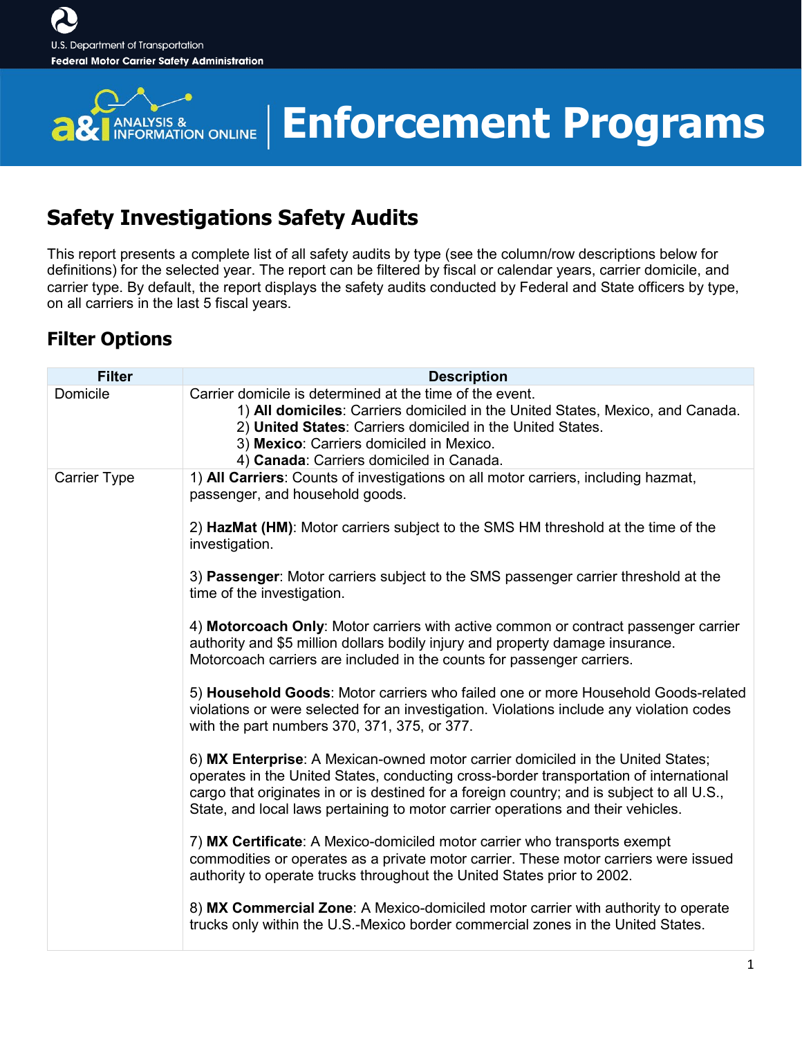U.S. Department of Transportation
**Federal Motor Carrier Safety Administration**

# Enforcement Programs

## Safety Investigations Safety Audits

This report presents a complete list of all safety audits by type (see the column/row descriptions below for definitions) for the selected year. The report can be filtered by fiscal or calendar years, carrier domicile, and carrier type. By default, the report displays the safety audits conducted by Federal and State officers by type, on all carriers in the last 5 fiscal years.

## Filter Options

| Filter | Description |
|---|---|
| Domicile | Carrier domicile is determined at the time of the event.<br>1) **All domiciles**: Carriers domiciled in the United States, Mexico, and Canada.<br>2) **United States**: Carriers domiciled in the United States.<br>3) **Mexico**: Carriers domiciled in Mexico.<br>4) **Canada**: Carriers domiciled in Canada. |
| Carrier Type | 1) **All Carriers**: Counts of investigations on all motor carriers, including hazmat, passenger, and household goods.<br><br>2) **HazMat (HM)**: Motor carriers subject to the SMS HM threshold at the time of the investigation.<br><br>3) **Passenger**: Motor carriers subject to the SMS passenger carrier threshold at the time of the investigation.<br><br>4) **Motorcoach Only**: Motor carriers with active common or contract passenger carrier authority and $5 million dollars bodily injury and property damage insurance. Motorcoach carriers are included in the counts for passenger carriers.<br><br>5) **Household Goods**: Motor carriers who failed one or more Household Goods-related violations or were selected for an investigation. Violations include any violation codes with the part numbers 370, 371, 375, or 377.<br><br>6) **MX Enterprise**: A Mexican-owned motor carrier domiciled in the United States; operates in the United States, conducting cross-border transportation of international cargo that originates in or is destined for a foreign country; and is subject to all U.S., State, and local laws pertaining to motor carrier operations and their vehicles.<br><br>7) **MX Certificate**: A Mexico-domiciled motor carrier who transports exempt commodities or operates as a private motor carrier. These motor carriers were issued authority to operate trucks throughout the United States prior to 2002.<br><br>8) **MX Commercial Zone**: A Mexico-domiciled motor carrier with authority to operate trucks only within the U.S.-Mexico border commercial zones in the United States. |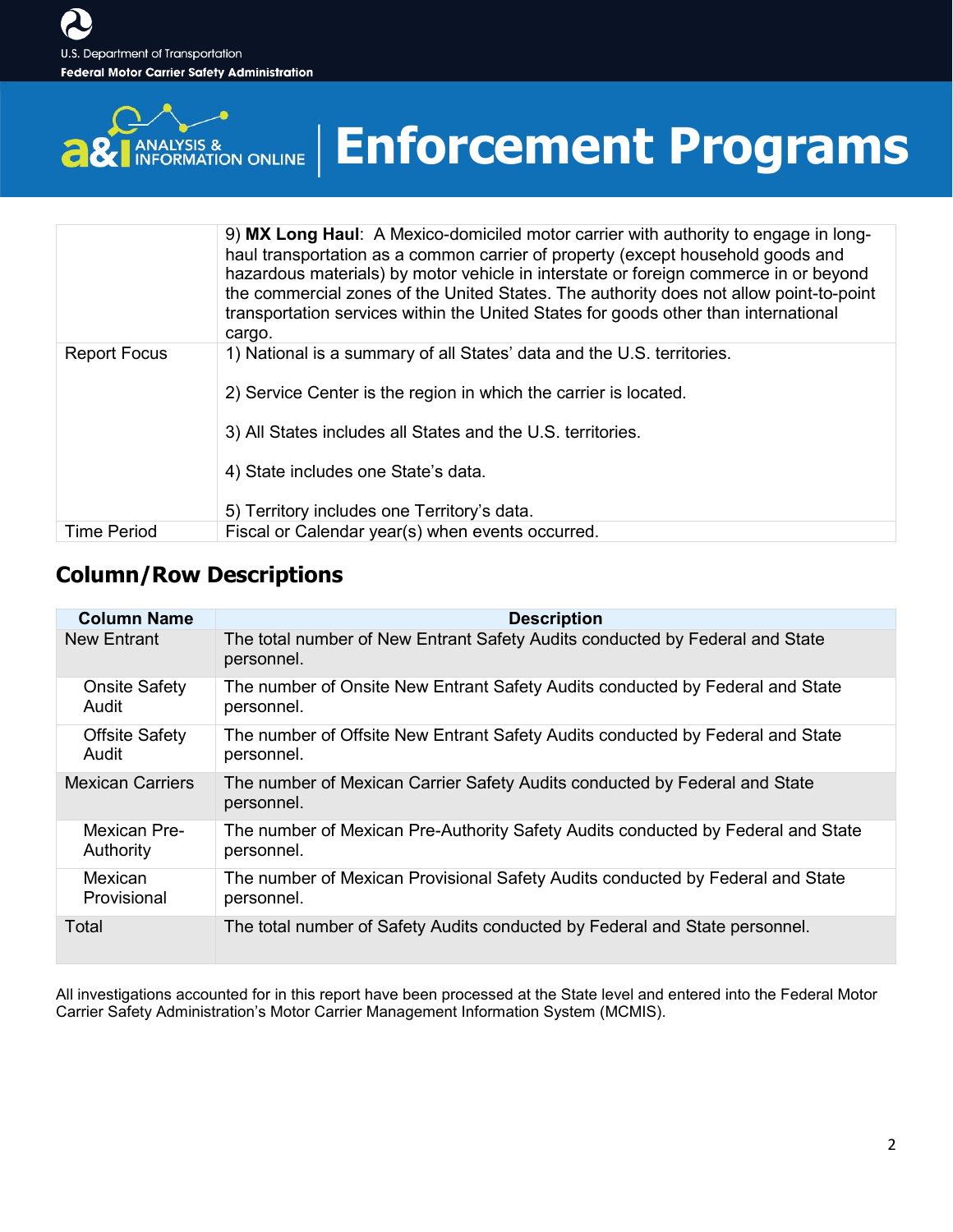| | |
|---|---|
| | 9) **MX Long Haul**: A Mexico-domiciled motor carrier with authority to engage in long-haul transportation as a common carrier of property (except household goods and hazardous materials) by motor vehicle in interstate or foreign commerce in or beyond the commercial zones of the United States. The authority does not allow point-to-point transportation services within the United States for goods other than international cargo. |
| Report Focus | 1) National is a summary of all States' data and the U.S. territories.<br><br>2) Service Center is the region in which the carrier is located.<br><br>3) All States includes all States and the U.S. territories.<br><br>4) State includes one State's data.<br><br>5) Territory includes one Territory's data. |
| Time Period | Fiscal or Calendar year(s) when events occurred. |

## Column/Row Descriptions

| Column Name | Description |
|---|---|
| New Entrant | The total number of New Entrant Safety Audits conducted by Federal and State personnel. |
| Onsite Safety Audit | The number of Onsite New Entrant Safety Audits conducted by Federal and State personnel. |
| Offsite Safety Audit | The number of Offsite New Entrant Safety Audits conducted by Federal and State personnel. |
| Mexican Carriers | The number of Mexican Carrier Safety Audits conducted by Federal and State personnel. |
| Mexican Pre-Authority | The number of Mexican Pre-Authority Safety Audits conducted by Federal and State personnel. |
| Mexican Provisional | The number of Mexican Provisional Safety Audits conducted by Federal and State personnel. |
| Total | The total number of Safety Audits conducted by Federal and State personnel. |

All investigations accounted for in this report have been processed at the State level and entered into the Federal Motor Carrier Safety Administration's Motor Carrier Management Information System (MCMIS).